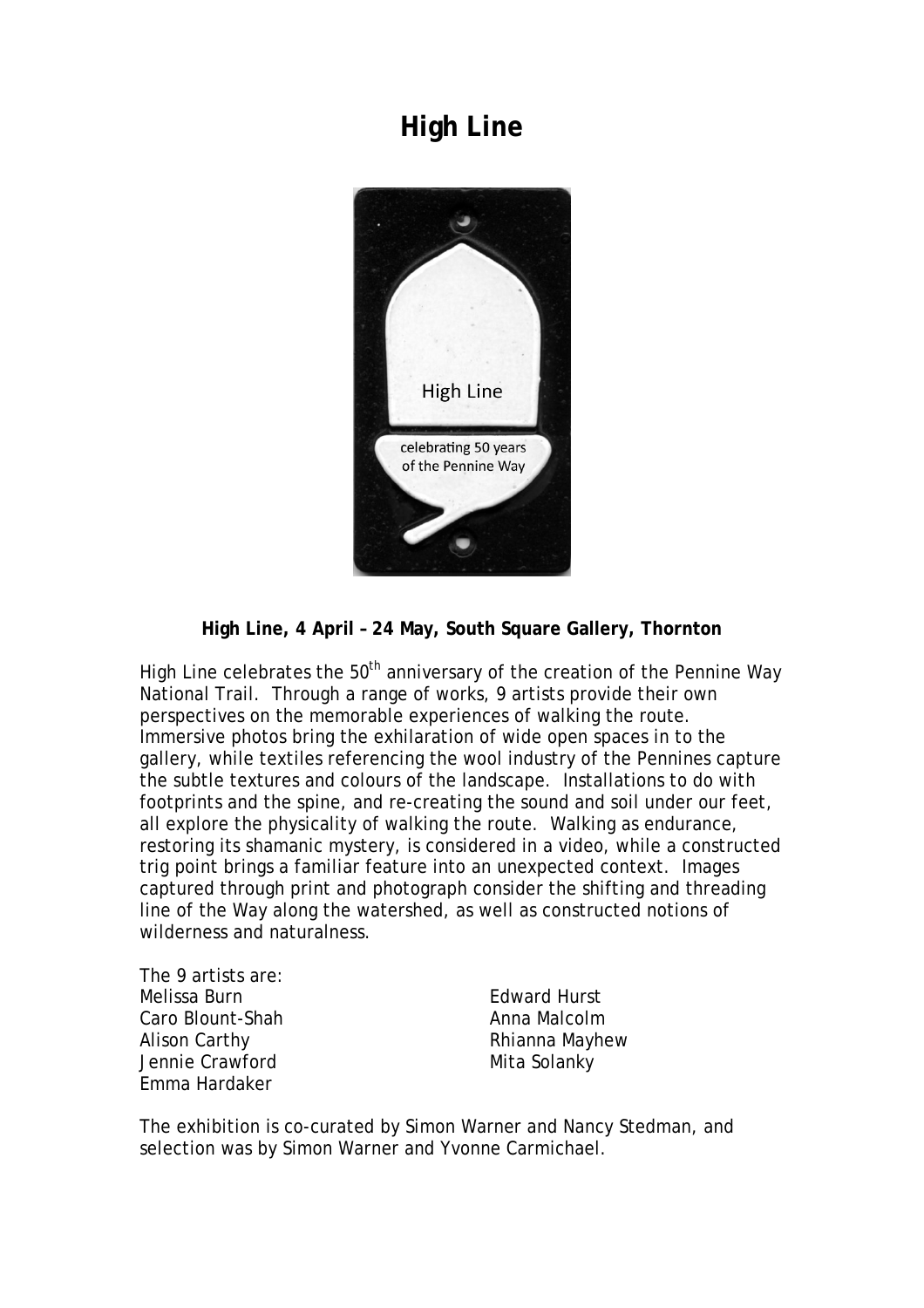# High Line

**High Line, 4 April – 24 May, South Square Gallery, Thornton**

High Line celebrates the 50th anniversary of the creation of the Pennine Way National Trail. Through a range of works, 9 artists provide their own perspectives on the memorable experiences of walking the route. Immersive photos bring the exhilaration of wide open spaces in to the gallery, while textiles referencing the wool industry of the Pennines capture the subtle textures and colours of the landscape. Installations to do with footprints and the spine, and re-creating the sound and soil under our feet, all explore the physicality of walking the route. Walking as endurance, restoring its shamanic mystery, is considered in a video, while a constructed trig point brings a familiar feature into an unexpected context. Images captured through print and photograph consider the shifting and threading line of the Way along the watershed, as well as constructed notions of wilderness and naturalness.

The 9 artists are:

Melissa Burn
Caro Blount-Shah
Alison Carthy
Jennie Crawford
Emma Hardaker
Edward Hurst
Anna Malcolm
Rhianna Mayhew
Mita Solanky

The exhibition is co-curated by Simon Warner and Nancy Stedman, and selection was by Simon Warner and Yvonne Carmichael.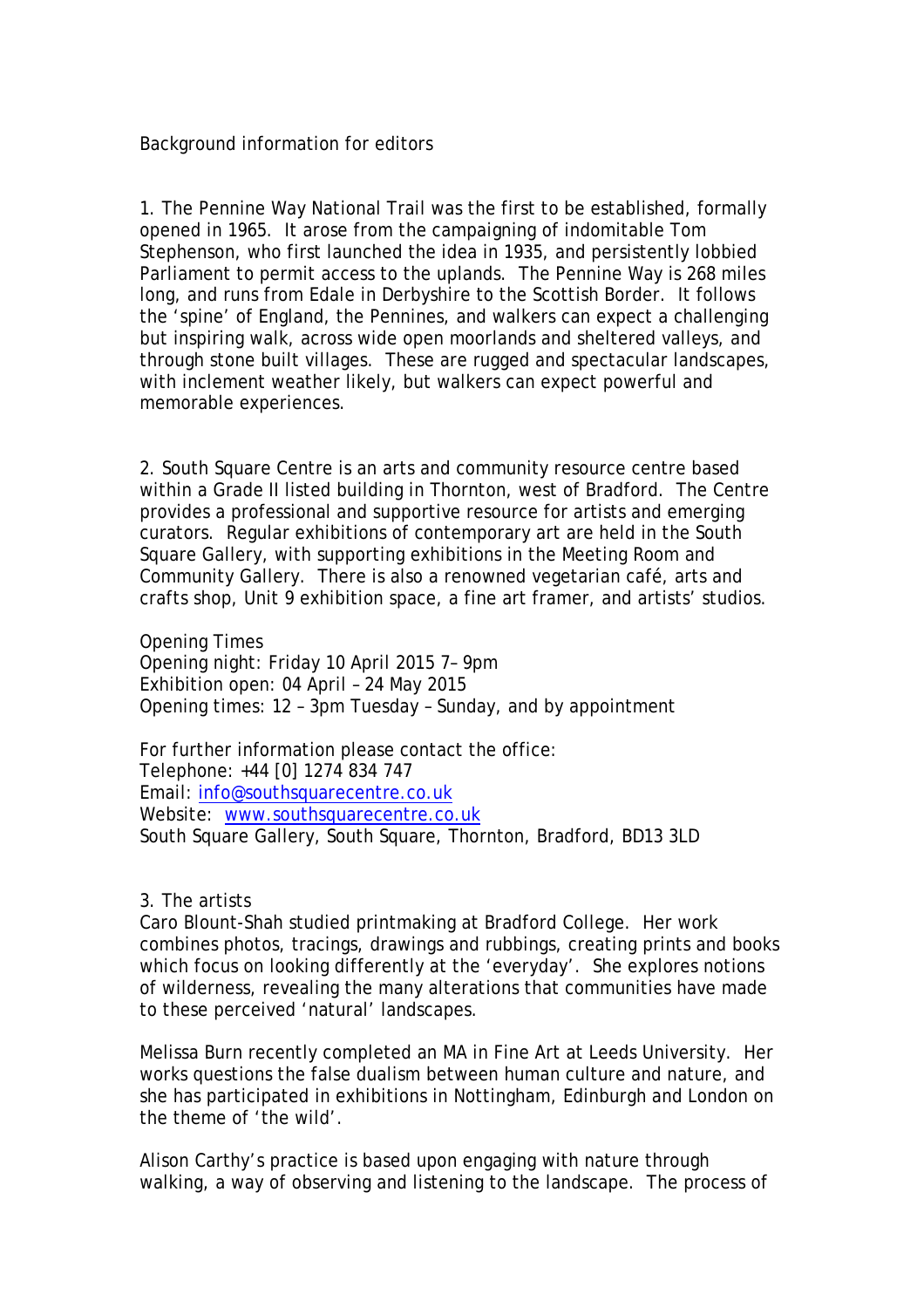Background information for editors

1. The Pennine Way National Trail was the first to be established, formally opened in 1965. It arose from the campaigning of indomitable Tom Stephenson, who first launched the idea in 1935, and persistently lobbied Parliament to permit access to the uplands. The Pennine Way is 268 miles long, and runs from Edale in Derbyshire to the Scottish Border. It follows the 'spine' of England, the Pennines, and walkers can expect a challenging but inspiring walk, across wide open moorlands and sheltered valleys, and through stone built villages. These are rugged and spectacular landscapes, with inclement weather likely, but walkers can expect powerful and memorable experiences.

2. South Square Centre is an arts and community resource centre based within a Grade II listed building in Thornton, west of Bradford. The Centre provides a professional and supportive resource for artists and emerging curators. Regular exhibitions of contemporary art are held in the South Square Gallery, with supporting exhibitions in the Meeting Room and Community Gallery. There is also a renowned vegetarian café, arts and crafts shop, Unit 9 exhibition space, a fine art framer, and artists' studios.

Opening Times
Opening night: Friday 10 April 2015 7– 9pm
Exhibition open: 04 April – 24 May 2015
Opening times: 12 – 3pm Tuesday – Sunday, and by appointment

For further information please contact the office:
Telephone: +44 [0] 1274 834 747
Email: info@southsquarecentre.co.uk
Website: www.southsquarecentre.co.uk
South Square Gallery, South Square, Thornton, Bradford, BD13 3LD

3. The artists
Caro Blount-Shah studied printmaking at Bradford College. Her work combines photos, tracings, drawings and rubbings, creating prints and books which focus on looking differently at the 'everyday'. She explores notions of wilderness, revealing the many alterations that communities have made to these perceived 'natural' landscapes.

Melissa Burn recently completed an MA in Fine Art at Leeds University. Her works questions the false dualism between human culture and nature, and she has participated in exhibitions in Nottingham, Edinburgh and London on the theme of 'the wild'.

Alison Carthy's practice is based upon engaging with nature through walking, a way of observing and listening to the landscape. The process of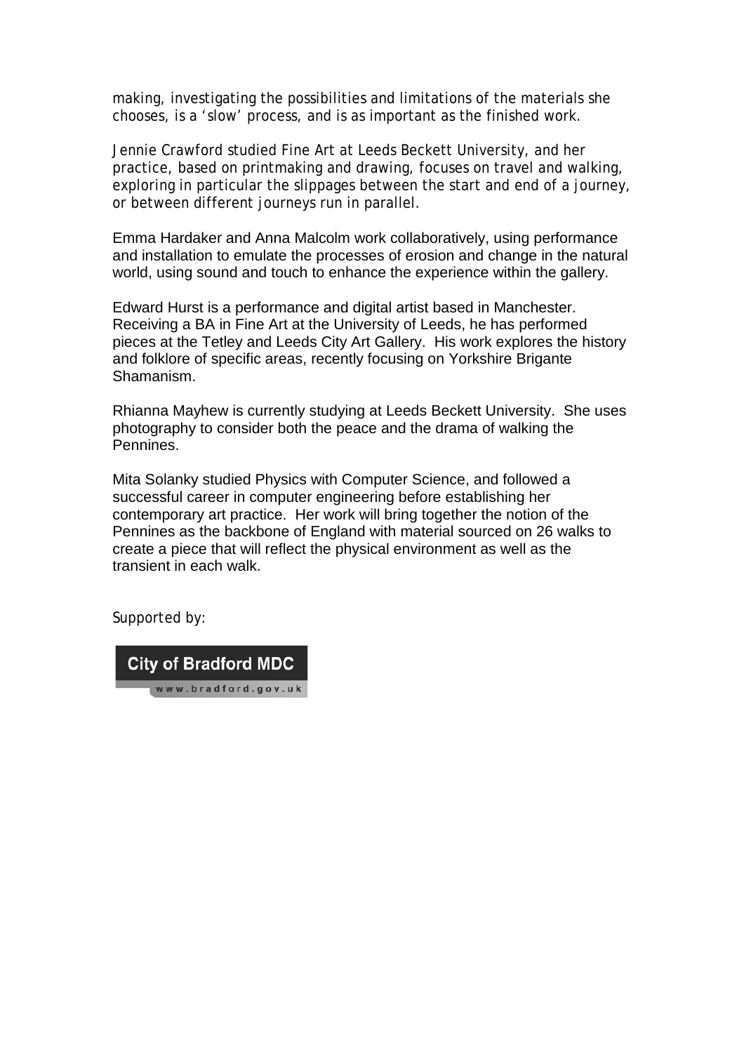making, investigating the possibilities and limitations of the materials she chooses, is a 'slow' process, and is as important as the finished work.

Jennie Crawford studied Fine Art at Leeds Beckett University, and her practice, based on printmaking and drawing, focuses on travel and walking, exploring in particular the slippages between the start and end of a journey, or between different journeys run in parallel.

Emma Hardaker and Anna Malcolm work collaboratively, using performance and installation to emulate the processes of erosion and change in the natural world, using sound and touch to enhance the experience within the gallery.

Edward Hurst is a performance and digital artist based in Manchester. Receiving a BA in Fine Art at the University of Leeds, he has performed pieces at the Tetley and Leeds City Art Gallery. His work explores the history and folklore of specific areas, recently focusing on Yorkshire Brigante Shamanism.

Rhianna Mayhew is currently studying at Leeds Beckett University. She uses photography to consider both the peace and the drama of walking the Pennines.

Mita Solanky studied Physics with Computer Science, and followed a successful career in computer engineering before establishing her contemporary art practice. Her work will bring together the notion of the Pennines as the backbone of England with material sourced on 26 walks to create a piece that will reflect the physical environment as well as the transient in each walk.

Supported by:

City of Bradford MDC

www.bradford.gov.uk